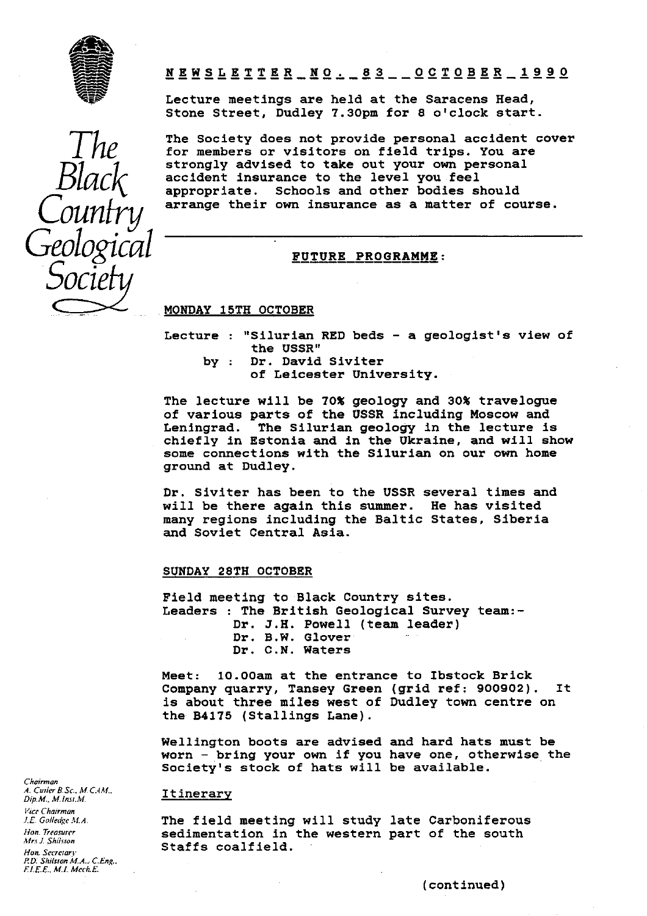# The Black Country Geological Society

## NEWSLETTER NO. 83 OCTOBER 1990

Lecture meetings are held at the Saracens Head, Stone Street, Dudley 7.30pm for 8 o'clock start.

The Society does not provide personal accident cover for members or visitors on field trips. You are strongly advised to take out your own personal accident insurance to the level you feel appropriate. Schools and other bodies should arrange their own insurance as a matter of course.

---

### FUTURE PROGRAMME:

#### MONDAY 15TH OCTOBER

Lecture : "Silurian RED beds - a geologist's view of the USSR"
by : Dr. David Siviter of Leicester University.

The lecture will be 70% geology and 30% travelogue of various parts of the USSR including Moscow and Leningrad. The Silurian geology in the lecture is chiefly in Estonia and in the Ukraine, and will show some connections with the Silurian on our own home ground at Dudley.

Dr. Siviter has been to the USSR several times and will be there again this summer. He has visited many regions including the Baltic States, Siberia and Soviet Central Asia.

#### SUNDAY 28TH OCTOBER

Field meeting to Black Country sites.
Leaders : The British Geological Survey team:-
Dr. J.H. Powell (team leader)
Dr. B.W. Glover
Dr. C.N. Waters

Meet: 10.00am at the entrance to Ibstock Brick Company quarry, Tansey Green (grid ref: 900902). It is about three miles west of Dudley town centre on the B4175 (Stallings Lane).

Wellington boots are advised and hard hats must be worn - bring your own if you have one, otherwise the Society's stock of hats will be available.

##### Itinerary

The field meeting will study late Carboniferous sedimentation in the western part of the south Staffs coalfield.

(continued)

*Chairman*
*A. Cutler B.Sc., M.CAM., Dip.M., M.Inst.M.*
*Vice Chairman*
*J.E. Golledge M.A.*
*Hon. Treasurer*
*Mrs J. Shilston*
*Hon. Secretary*
*P.D. Shilston M.A., C.Eng., F.I.E.E., M.I. Mech.E.*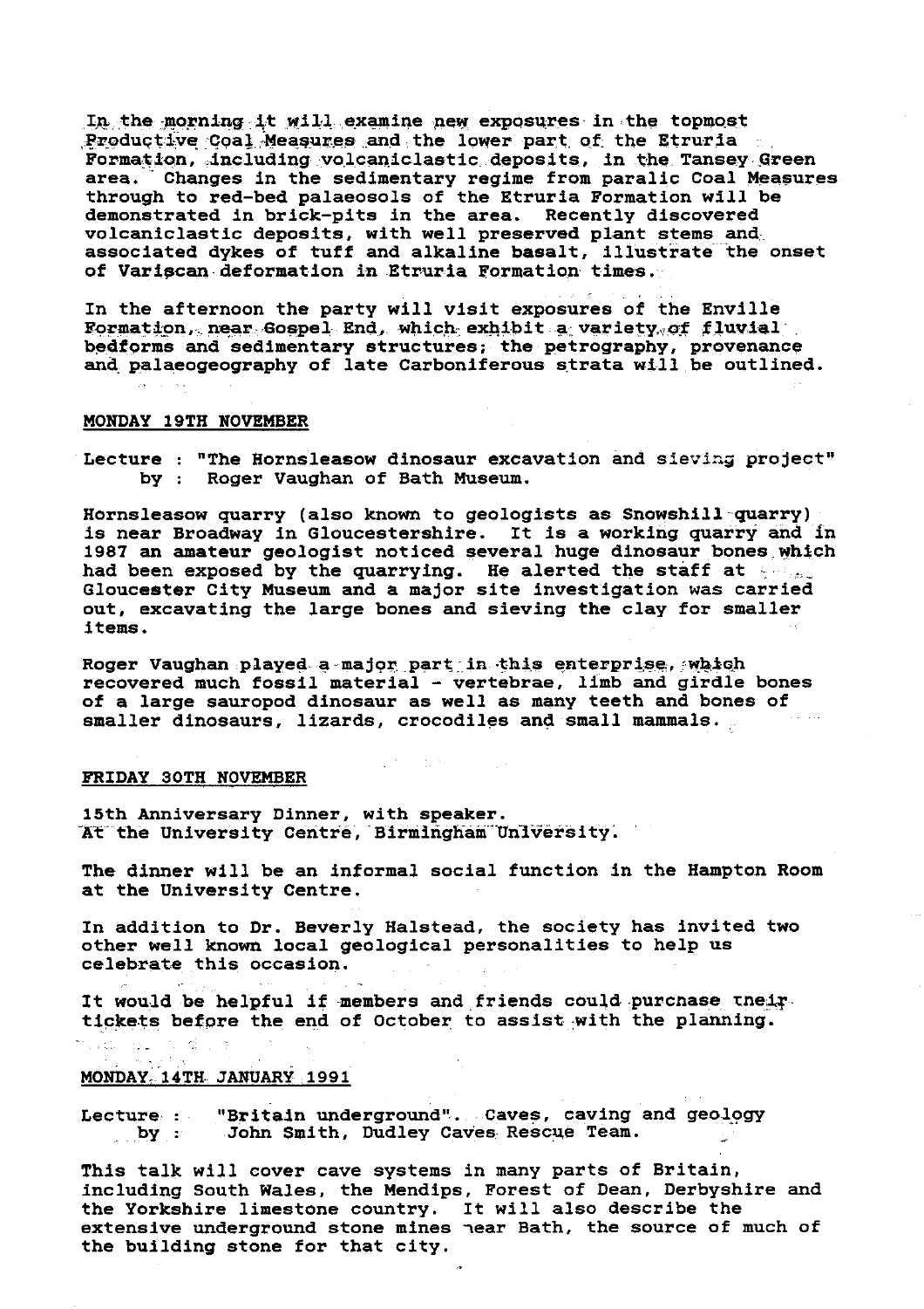In the morning it will examine new exposures in the topmost Productive Coal Measures and the lower part of the Etruria Formation, including volcaniclastic deposits, in the Tansey Green area. Changes in the sedimentary regime from paralic Coal Measures through to red-bed palaeosols of the Etruria Formation will be demonstrated in brick-pits in the area. Recently discovered volcaniclastic deposits, with well preserved plant stems and associated dykes of tuff and alkaline basalt, illustrate the onset of Variscan deformation in Etruria Formation times.

In the afternoon the party will visit exposures of the Enville Formation, near Gospel End, which exhibit a variety of fluvial bedforms and sedimentary structures; the petrography, provenance and palaeogeography of late Carboniferous strata will be outlined.

## MONDAY 19TH NOVEMBER

Lecture : "The Hornsleasow dinosaur excavation and sieving project"
by : Roger Vaughan of Bath Museum.

Hornsleasow quarry (also known to geologists as Snowshill quarry) is near Broadway in Gloucestershire. It is a working quarry and in 1987 an amateur geologist noticed several huge dinosaur bones which had been exposed by the quarrying. He alerted the staff at Gloucester City Museum and a major site investigation was carried out, excavating the large bones and sieving the clay for smaller items.

Roger Vaughan played a major part in this enterprise, which recovered much fossil material - vertebrae, limb and girdle bones of a large sauropod dinosaur as well as many teeth and bones of smaller dinosaurs, lizards, crocodiles and small mammals.

## FRIDAY 30TH NOVEMBER

15th Anniversary Dinner, with speaker.
At the University Centre, Birmingham University.

The dinner will be an informal social function in the Hampton Room at the University Centre.

In addition to Dr. Beverly Halstead, the society has invited two other well known local geological personalities to help us celebrate this occasion.

It would be helpful if members and friends could purchase their tickets before the end of October to assist with the planning.

## MONDAY 14TH JANUARY 1991

Lecture : "Britain underground". Caves, caving and geology
by : John Smith, Dudley Caves Rescue Team.

This talk will cover cave systems in many parts of Britain, including South Wales, the Mendips, Forest of Dean, Derbyshire and the Yorkshire limestone country. It will also describe the extensive underground stone mines near Bath, the source of much of the building stone for that city.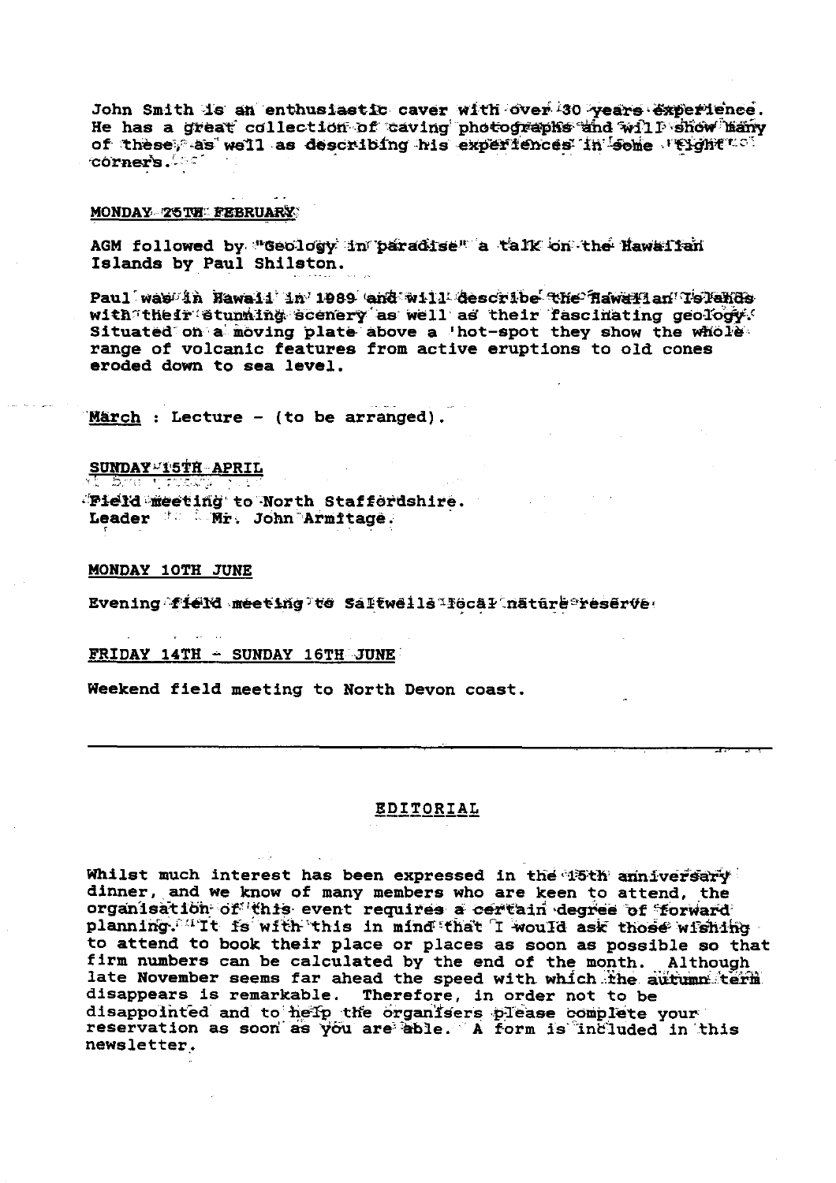John Smith is an enthusiastic caver with over 30 years experience. He has a great collection of caving photographs and will show many of these, as well as describing his experiences in some tight corners.

MONDAY 25TH FEBRUARY

AGM followed by "Geology in paradise" a talk on the Hawaiian Islands by Paul Shilston.

Paul was in Hawaii in 1989 and will describe the Hawaiian Islands with their stunning scenery as well as their fascinating geology. Situated on a moving plate above a 'hot-spot they show the whole range of volcanic features from active eruptions to old cones eroded down to sea level.

March : Lecture - (to be arranged).

SUNDAY 15TH APRIL

Field meeting to North Staffordshire.
Leader Mr. John Armitage.

MONDAY 10TH JUNE

Evening field meeting to Saltwells local nature reserve.

FRIDAY 14TH - SUNDAY 16TH JUNE

Weekend field meeting to North Devon coast.

---

## EDITORIAL

Whilst much interest has been expressed in the 15th anniversary dinner, and we know of many members who are keen to attend, the organisation of this event requires a certain degree of forward planning. It is with this in mind that I would ask those wishing to attend to book their place or places as soon as possible so that firm numbers can be calculated by the end of the month. Although late November seems far ahead the speed with which the autumn term disappears is remarkable. Therefore, in order not to be disappointed and to help the organisers please complete your reservation as soon as you are able. A form is included in this newsletter.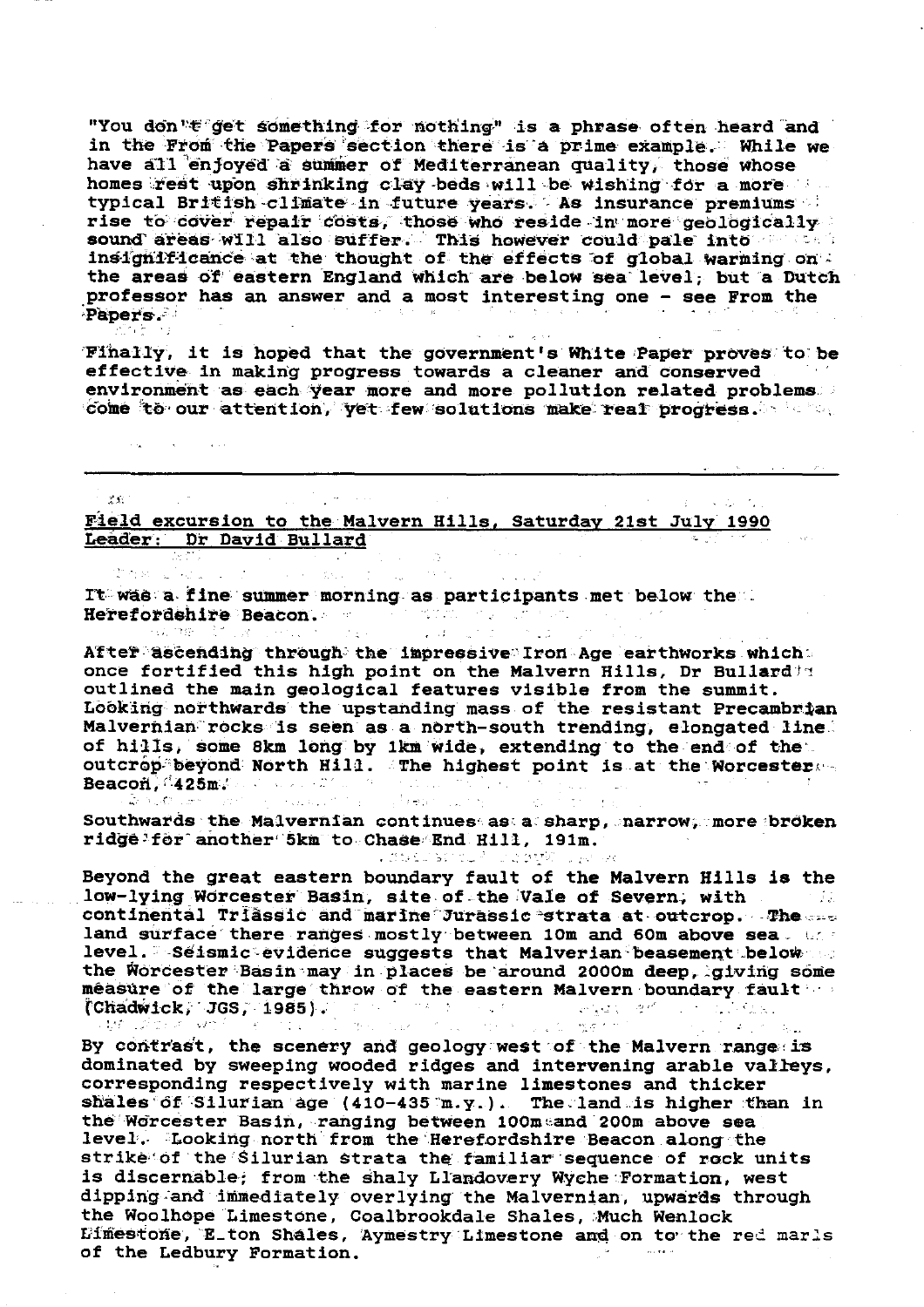"You don't get something for nothing" is a phrase often heard and in the From the Papers section there is a prime example. While we have all enjoyed a summer of Mediterranean quality, those whose homes rest upon shrinking clay beds will be wishing for a more typical British climate in future years. As insurance premiums rise to cover repair costs, those who reside in more geologically sound areas will also suffer. This however could pale into insignificance at the thought of the effects of global warming on the areas of eastern England which are below sea level; but a Dutch professor has an answer and a most interesting one - see From the Papers.

Finally, it is hoped that the government's White Paper proves to be effective in making progress towards a cleaner and conserved environment as each year more and more pollution related problems come to our attention, yet few solutions make real progress.

---

## Field excursion to the Malvern Hills, Saturday 21st July 1990
**Leader: Dr David Bullard**

It was a fine summer morning as participants met below the Herefordshire Beacon.

After ascending through the impressive Iron Age earthworks which once fortified this high point on the Malvern Hills, Dr Bullard outlined the main geological features visible from the summit. Looking northwards the upstanding mass of the resistant Precambrian Malvernian rocks is seen as a north-south trending, elongated line of hills, some 8km long by 1km wide, extending to the end of the outcrop beyond North Hill. The highest point is at the Worcester Beacon, 425m.

Southwards the Malvernian continues as a sharp, narrow, more broken ridge for another 5km to Chase End Hill, 191m.

Beyond the great eastern boundary fault of the Malvern Hills is the low-lying Worcester Basin, site of the Vale of Severn, with continental Triassic and marine Jurassic strata at outcrop. The land surface there ranges mostly between 10m and 60m above sea level. Seismic evidence suggests that Malverian beasement below the Worcester Basin may in places be around 2000m deep, giving some measure of the large throw of the eastern Malvern boundary fault (Chadwick, JGS, 1985).

By contrast, the scenery and geology west of the Malvern range is dominated by sweeping wooded ridges and intervening arable valleys, corresponding respectively with marine limestones and thicker shales of Silurian age (410-435 m.y.). The land is higher than in the Worcester Basin, ranging between 100m and 200m above sea level. Looking north from the Herefordshire Beacon along the strike of the Silurian strata the familiar sequence of rock units is discernable; from the shaly Llandovery Wyche Formation, west dipping and immediately overlying the Malvernian, upwards through the Woolhope Limestone, Coalbrookdale Shales, Much Wenlock Limestone, E_ton Shales, Aymestry Limestone and on to the red marls of the Ledbury Formation.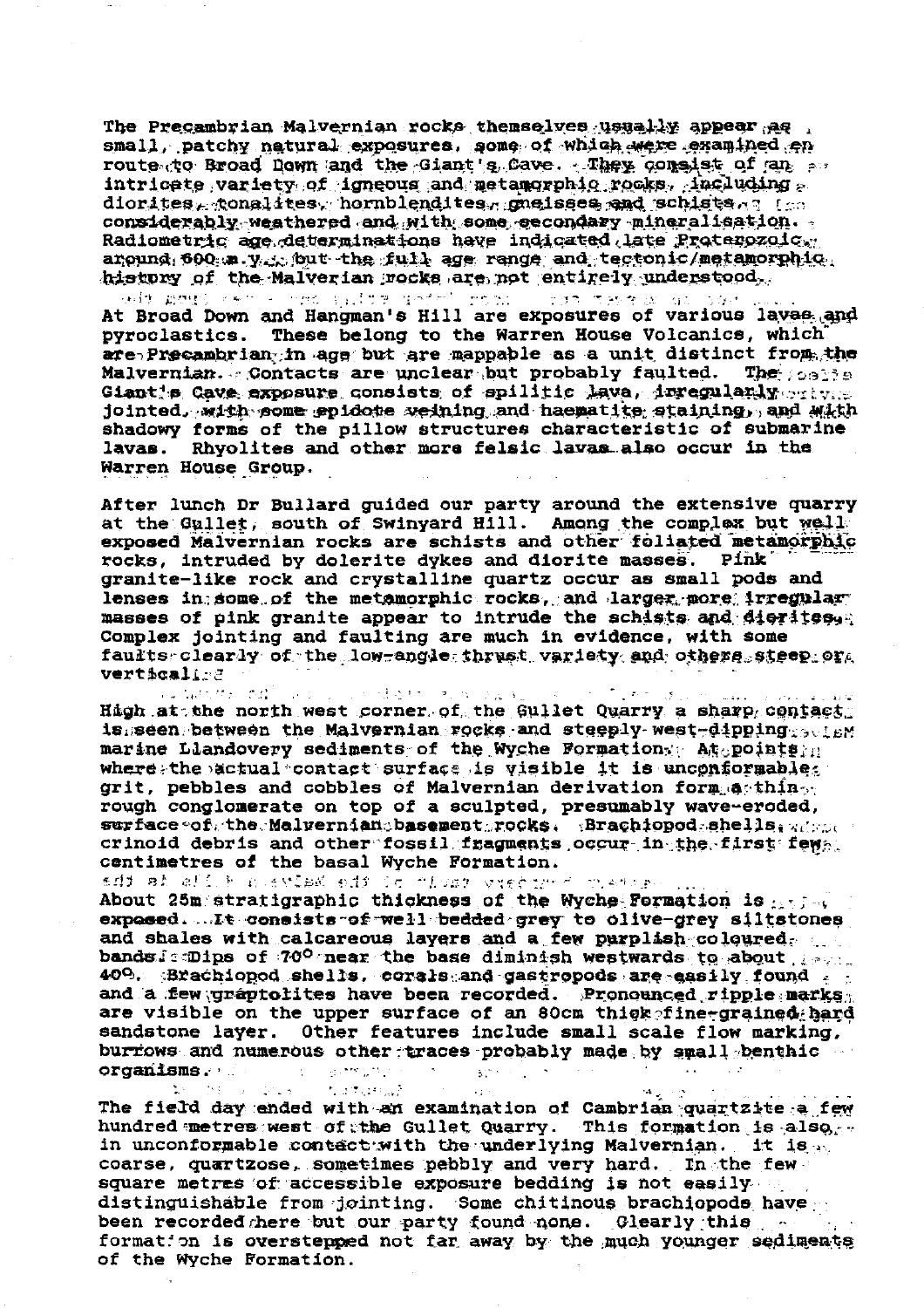The Precambrian Malvernian rocks themselves usually appear as small, patchy natural exposures, some of which were examined en route to Broad Down and the Giant's Cave. They consist of an intricate variety of igneous and metamorphic rocks, including diorites, tonalites, hornblendites, gneisses and schists, considerably weathered and with some secondary mineralisation. Radiometric age determinations have indicated late Proterozoic, around 600 m.y., but the full age range and tectonic/metamorphic history of the Malverian rocks are not entirely understood.

At Broad Down and Hangman's Hill are exposures of various lavas and pyroclastics. These belong to the Warren House Volcanics, which are Precambrian in age but are mappable as a unit distinct from the Malvernian. Contacts are unclear but probably faulted. The Giant's Cave exposure consists of spilitic lava, irregularly jointed, with some epidote veining and haematite staining, and with shadowy forms of the pillow structures characteristic of submarine lavas. Rhyolites and other more felsic lavas also occur in the Warren House Group.

After lunch Dr Bullard guided our party around the extensive quarry at the Gullet, south of Swinyard Hill. Among the complex but well exposed Malvernian rocks are schists and other foliated metamorphic rocks, intruded by dolerite dykes and diorite masses. Pink granite-like rock and crystalline quartz occur as small pods and lenses in some of the metamorphic rocks, and larger more irregular masses of pink granite appear to intrude the schists and diorites. Complex jointing and faulting are much in evidence, with some faults clearly of the low-angle thrust variety and others steep or vertical.

High at the north west corner of the Gullet Quarry a sharp contact is seen between the Malvernian rocks and steeply west-dipping marine Llandovery sediments of the Wyche Formation. At points where the actual contact surface is visible it is unconformable: grit, pebbles and cobbles of Malvernian derivation form a thin rough conglomerate on top of a sculpted, presumably wave-eroded, surface of the Malvernian basement rocks. Brachiopod shells, crinoid debris and other fossil fragments occur in the first few centimetres of the basal Wyche Formation.

About 25m stratigraphic thickness of the Wyche Formation is exposed. It consists of well bedded grey to olive-grey siltstones and shales with calcareous layers and a few purplish coloured bands. Dips of 70° near the base diminish westwards to about 40°. Brachiopod shells, corals and gastropods are easily found and a few graptolites have been recorded. Pronounced ripple marks are visible on the upper surface of an 80cm thick fine-grained hard sandstone layer. Other features include small scale flow marking, burrows and numerous other traces probably made by small benthic organisms.

The field day ended with an examination of Cambrian quartzite a few hundred metres west of the Gullet Quarry. This formation is also in unconformable contact with the underlying Malvernian. It is coarse, quartzose, sometimes pebbly and very hard. In the few square metres of accessible exposure bedding is not easily distinguishable from jointing. Some chitinous brachiopods have been recorded here but our party found none. Clearly this formation is overstepped not far away by the much younger sediments of the Wyche Formation.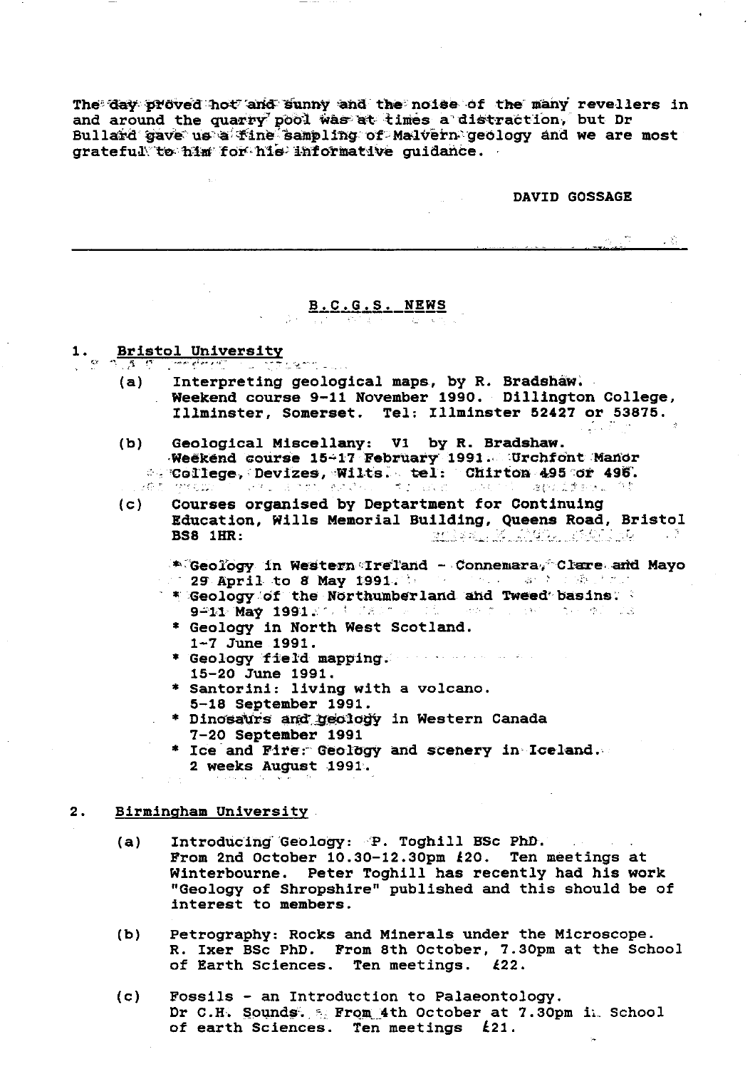The day proved hot and sunny and the noise of the many revellers in and around the quarry pool was at times a distraction, but Dr Bullard gave us a fine sampling of Malvern geology and we are most grateful to him for his informative guidance.

DAVID GOSSAGE

---

## B.C.G.S. NEWS

1. **Bristol University**

   (a) Interpreting geological maps, by R. Bradshaw. Weekend course 9-11 November 1990. Dillington College, Illminster, Somerset. Tel: Illminster 52427 or 53875.

   (b) Geological Miscellany: V1 by R. Bradshaw. Weekend course 15-17 February 1991. Urchfont Manor College, Devizes, Wilts. tel: Chirton 495 or 496.

   (c) Courses organised by Deptartment for Continuing Education, Wills Memorial Building, Queens Road, Bristol BS8 1HR:

   * Geology in Western Ireland - Connemara, Clare and Mayo 29 April to 8 May 1991.
   * Geology of the Northumberland and Tweed basins. 9-11 May 1991.
   * Geology in North West Scotland. 1-7 June 1991.
   * Geology field mapping. 15-20 June 1991.
   * Santorini: living with a volcano. 5-18 September 1991.
   * Dinosaurs and geology in Western Canada 7-20 September 1991
   * Ice and Fire: Geology and scenery in Iceland. 2 weeks August 1991.

2. **Birmingham University**

   (a) Introducing Geology: P. Toghill BSc PhD. From 2nd October 10.30-12.30pm £20. Ten meetings at Winterbourne. Peter Toghill has recently had his work "Geology of Shropshire" published and this should be of interest to members.

   (b) Petrography: Rocks and Minerals under the Microscope. R. Ixer BSc PhD. From 8th October, 7.30pm at the School of Earth Sciences. Ten meetings. £22.

   (c) Fossils - an Introduction to Palaeontology. Dr C.H. Sounds. From 4th October at 7.30pm in School of earth Sciences. Ten meetings £21.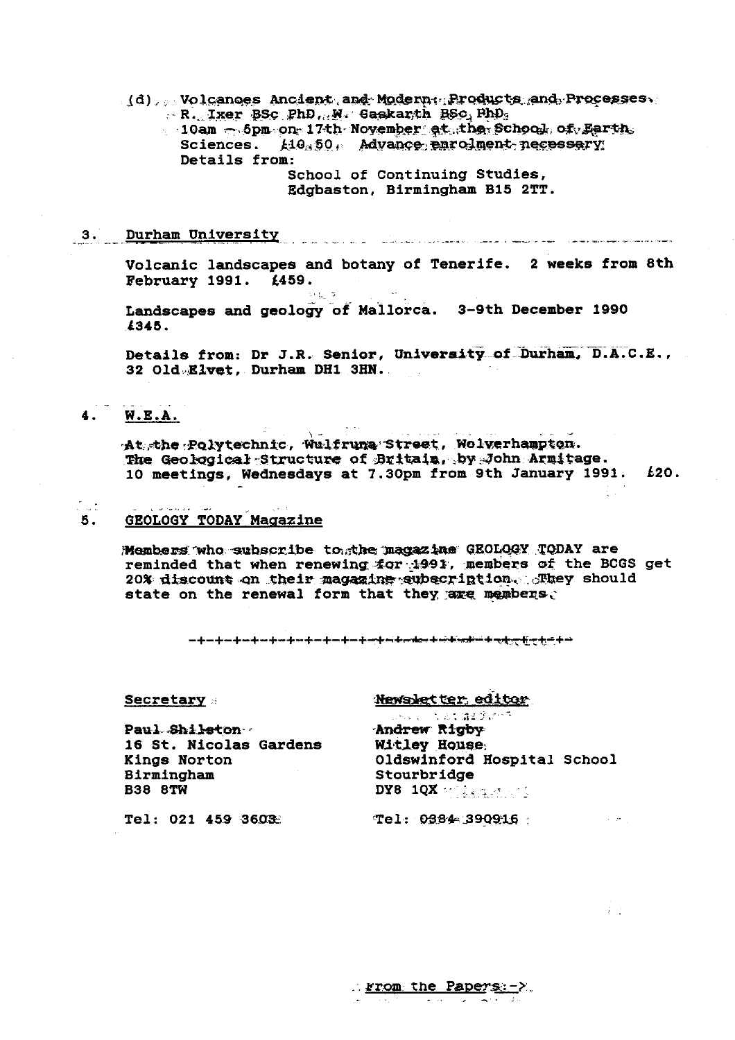(d) Volcanoes Ancient and Modern: Products and Processes.
R. Ixer BSc PhD, W. Gaskarth BSc PhD.
10am – 5pm on 17th November at the School of Earth Sciences. £10.50. Advance enrolment necessary.
Details from:
School of Continuing Studies,
Edgbaston, Birmingham B15 2TT.

3. Durham University

Volcanic landscapes and botany of Tenerife. 2 weeks from 8th February 1991. £459.

Landscapes and geology of Mallorca. 3-9th December 1990 £345.

Details from: Dr J.R. Senior, University of Durham, D.A.C.E., 32 Old Elvet, Durham DH1 3HN.

4. W.E.A.

At the Polytechnic, Wulfruna Street, Wolverhampton.
The Geological Structure of Britain, by John Armitage.
10 meetings, Wednesdays at 7.30pm from 9th January 1991. £20.

5. GEOLOGY TODAY Magazine

Members who subscribe to the magazine GEOLOGY TODAY are reminded that when renewing for 1991, members of the BCGS get 20% discount on their magazine subscription. They should state on the renewal form that they are members.

-+-+-+-+-+-+-+-+-+-+-+-+-+-+-+-+-+-+-+-+-

Secretary

Paul Shilston
16 St. Nicolas Gardens
Kings Norton
Birmingham
B38 8TW

Tel: 021 459 3603

Newsletter editor

Andrew Rigby
Witley House
Oldswinford Hospital School
Stourbridge
DY8 1QX

Tel: 0384 390916

From the Papers:->